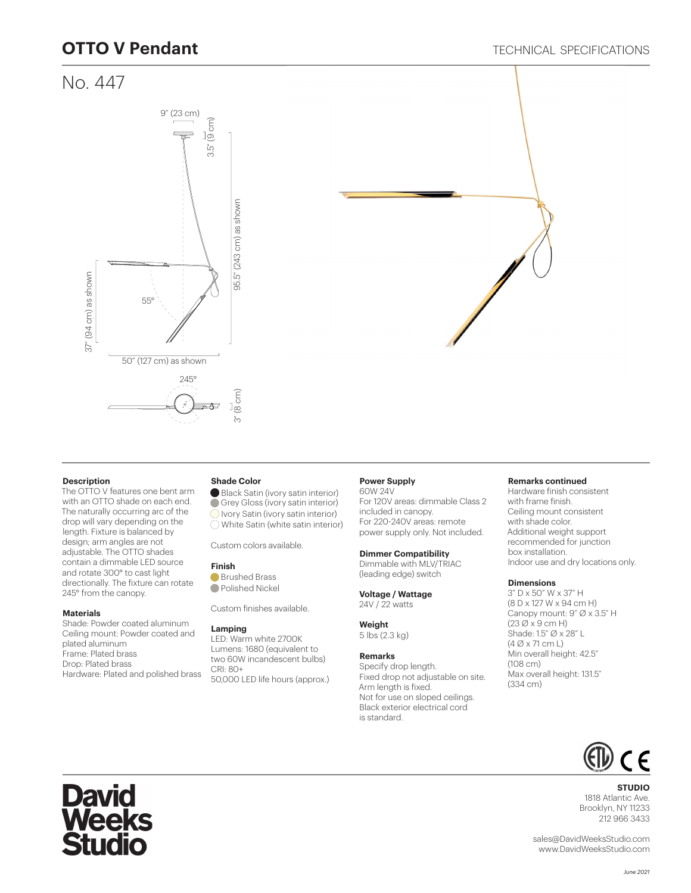# OTTO V Pendant

TECHNICAL SPECIFICATIONS

## No. 447

9" (23 cm)

3.5" (9 cm)

95.5" (243 cm) as shown

37" (94 cm) as shown

55°

50" (127 cm) as shown

245°

3" (8 cm)

### Description

The OTTO V features one bent arm with an OTTO shade on each end. The naturally occurring arc of the drop will vary depending on the length. Fixture is balanced by design; arm angles are not adjustable. The OTTO shades contain a dimmable LED source and rotate 300° to cast light directionally. The fixture can rotate 245° from the canopy.

### Materials

Shade: Powder coated aluminum
Ceiling mount: Powder coated and plated aluminum
Frame: Plated brass
Drop: Plated brass
Hardware: Plated and polished brass

### Shade Color

- Black Satin (ivory satin interior)
- Grey Gloss (ivory satin interior)
- Ivory Satin (ivory satin interior)
- White Satin (white satin interior)

Custom colors available.

### Finish

- Brushed Brass
- Polished Nickel

Custom finishes available.

### Lamping

LED: Warm white 2700K
Lumens: 1680 (equivalent to two 60W incandescent bulbs)
CRI: 80+
50,000 LED life hours (approx.)

### Power Supply

60W 24V
For 120V areas: dimmable Class 2 included in canopy.
For 220-240V areas: remote power supply only. Not included.

### Dimmer Compatibility

Dimmable with MLV/TRIAC (leading edge) switch

### Voltage / Wattage

24V / 22 watts

### Weight

5 lbs (2.3 kg)

### Remarks

Specify drop length.
Fixed drop not adjustable on site.
Arm length is fixed.
Not for use on sloped ceilings.
Black exterior electrical cord is standard.

### Remarks continued

Hardware finish consistent with frame finish.
Ceiling mount consistent with shade color.
Additional weight support recommended for junction box installation.
Indoor use and dry locations only.

### Dimensions

3" D x 50" W x 37" H
(8 D x 127 W x 94 cm H)
Canopy mount: 9" Ø x 3.5" H
(23 Ø x 9 cm H)
Shade: 1.5" Ø x 28" L
(4 Ø x 71 cm L)
Min overall height: 42.5"
(108 cm)
Max overall height: 131.5"
(334 cm)

David Weeks Studio

**STUDIO**
1818 Atlantic Ave.
Brooklyn, NY 11233
212 966 3433

sales@DavidWeeksStudio.com
www.DavidWeeksStudio.com

June 2021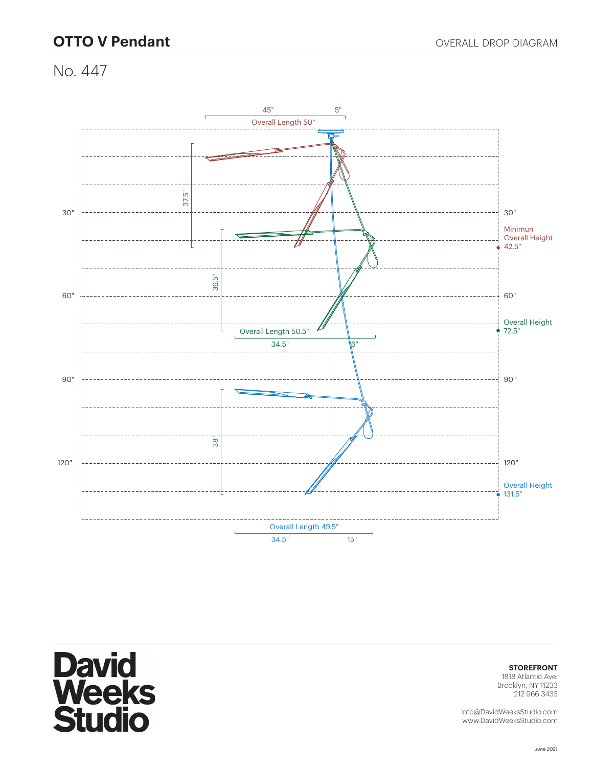# OTTO V Pendant

OVERALL DROP DIAGRAM

No. 447

45" 5"

Overall Length 50"

37.5"

30"

30"

Minimun Overall Height 42.5"

36.5"

60"

60"

Overall Height 72.5"

Overall Length 50.5"

34.5" 16"

90"

90"

38"

120"

120"

Overall Height 131.5"

Overall Length 49.5"

34.5" 15"

David Weeks Studio

**STOREFRONT**
1818 Atlantic Ave.
Brooklyn, NY 11233
212 966 3433

info@DavidWeeksStudio.com
www.DavidWeeksStudio.com

*June 2021*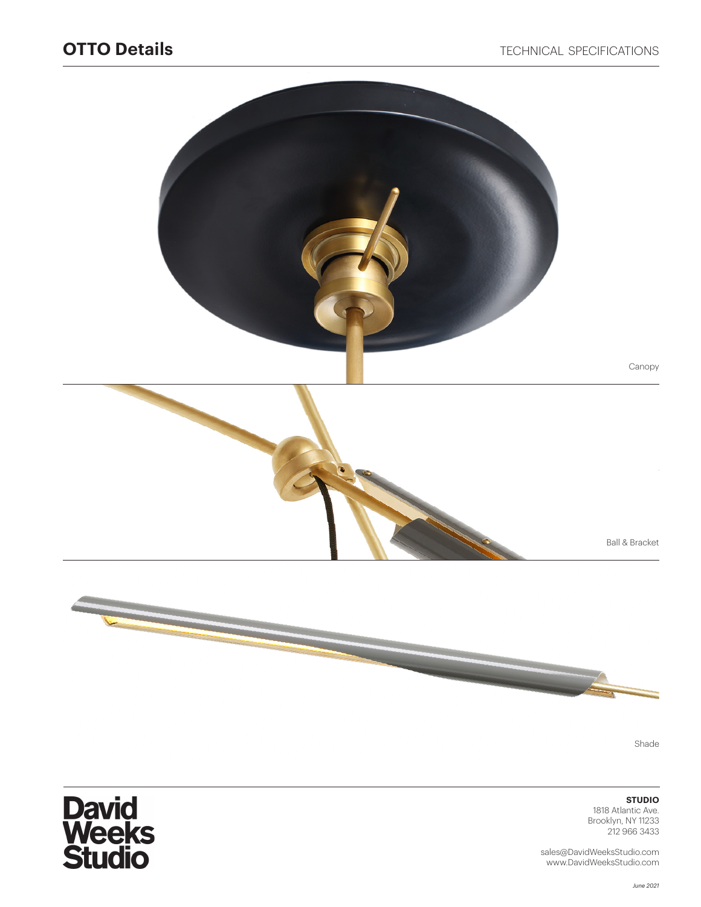# OTTO Details

TECHNICAL SPECIFICATIONS

Canopy

Ball & Bracket

Shade

David Weeks Studio

**STUDIO**
1818 Atlantic Ave.
Brooklyn, NY 11233
212 966 3433

sales@DavidWeeksStudio.com
www.DavidWeeksStudio.com

*June 2021*